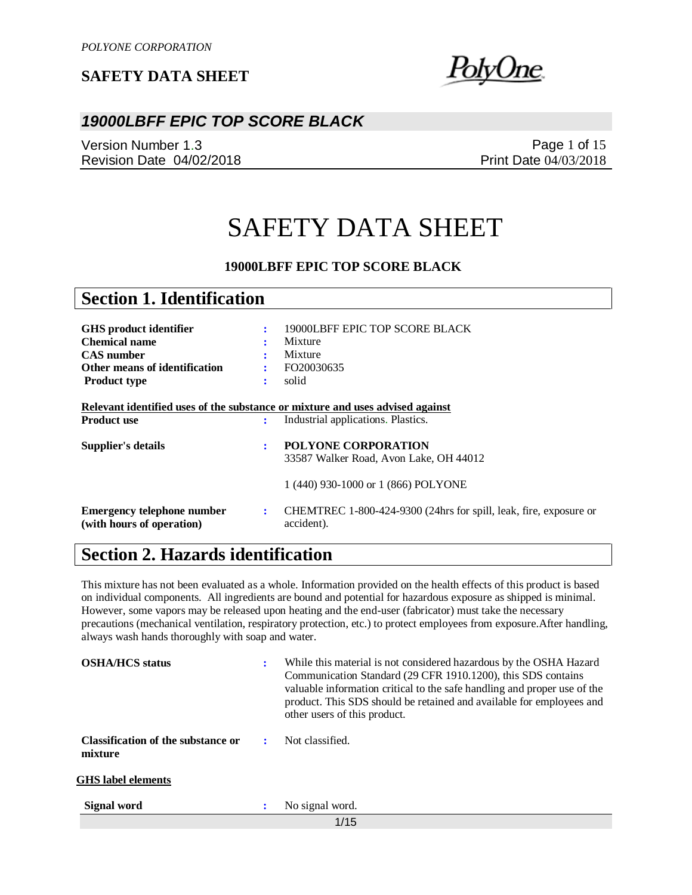# SAFETY DATA SHEET

**19000LBFF EPIC TOP SCORE BLACK**

## Section 1. Identification

| | | |
|---|---|---|
| **GHS product identifier** | : | 19000LBFF EPIC TOP SCORE BLACK |
| **Chemical name** | : | Mixture |
| **CAS number** | : | Mixture |
| **Other means of identification** | : | FO20030635 |
| **Product type** | : | solid |

**Relevant identified uses of the substance or mixture and uses advised against**

| | | |
|---|---|---|
| **Product use** | : | Industrial applications. Plastics. |
| **Supplier's details** | : | **POLYONE CORPORATION**<br>33587 Walker Road, Avon Lake, OH 44012<br><br>1 (440) 930-1000 or 1 (866) POLYONE |
| **Emergency telephone number (with hours of operation)** | : | CHEMTREC 1-800-424-9300 (24hrs for spill, leak, fire, exposure or accident). |

## Section 2. Hazards identification

This mixture has not been evaluated as a whole. Information provided on the health effects of this product is based on individual components. All ingredients are bound and potential for hazardous exposure as shipped is minimal. However, some vapors may be released upon heating and the end-user (fabricator) must take the necessary precautions (mechanical ventilation, respiratory protection, etc.) to protect employees from exposure.After handling, always wash hands thoroughly with soap and water.

| | | |
|---|---|---|
| **OSHA/HCS status** | : | While this material is not considered hazardous by the OSHA Hazard Communication Standard (29 CFR 1910.1200), this SDS contains valuable information critical to the safe handling and proper use of the product. This SDS should be retained and available for employees and other users of this product. |
| **Classification of the substance or mixture** | : | Not classified. |

**GHS label elements**

| | | |
|---|---|---|
| **Signal word** | : | No signal word. |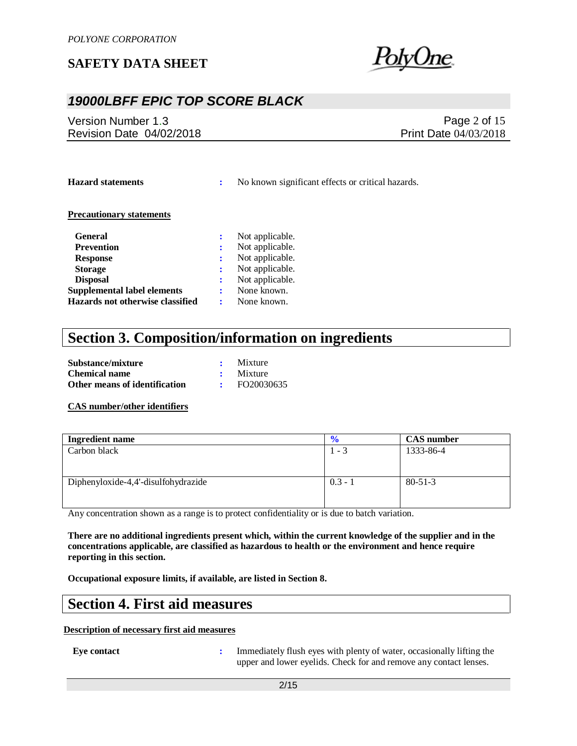**Hazard statements** : No known significant effects or critical hazards.

**Precautionary statements**

| | | |
|---|---|---|
| **General** | : | Not applicable. |
| **Prevention** | : | Not applicable. |
| **Response** | : | Not applicable. |
| **Storage** | : | Not applicable. |
| **Disposal** | : | Not applicable. |
| **Supplemental label elements** | : | None known. |
| **Hazards not otherwise classified** | : | None known. |

# Section 3. Composition/information on ingredients

| | | |
|---|---|---|
| **Substance/mixture** | : | Mixture |
| **Chemical name** | : | Mixture |
| **Other means of identification** | : | FO20030635 |

**CAS number/other identifiers**

| Ingredient name | % | CAS number |
|---|---|---|
| Carbon black | 1 - 3 | 1333-86-4 |
| Diphenyloxide-4,4'-disulfohydrazide | 0.3 - 1 | 80-51-3 |

Any concentration shown as a range is to protect confidentiality or is due to batch variation.

**There are no additional ingredients present which, within the current knowledge of the supplier and in the concentrations applicable, are classified as hazardous to health or the environment and hence require reporting in this section.**

**Occupational exposure limits, if available, are listed in Section 8.**

# Section 4. First aid measures

**Description of necessary first aid measures**

**Eye contact** : Immediately flush eyes with plenty of water, occasionally lifting the upper and lower eyelids. Check for and remove any contact lenses.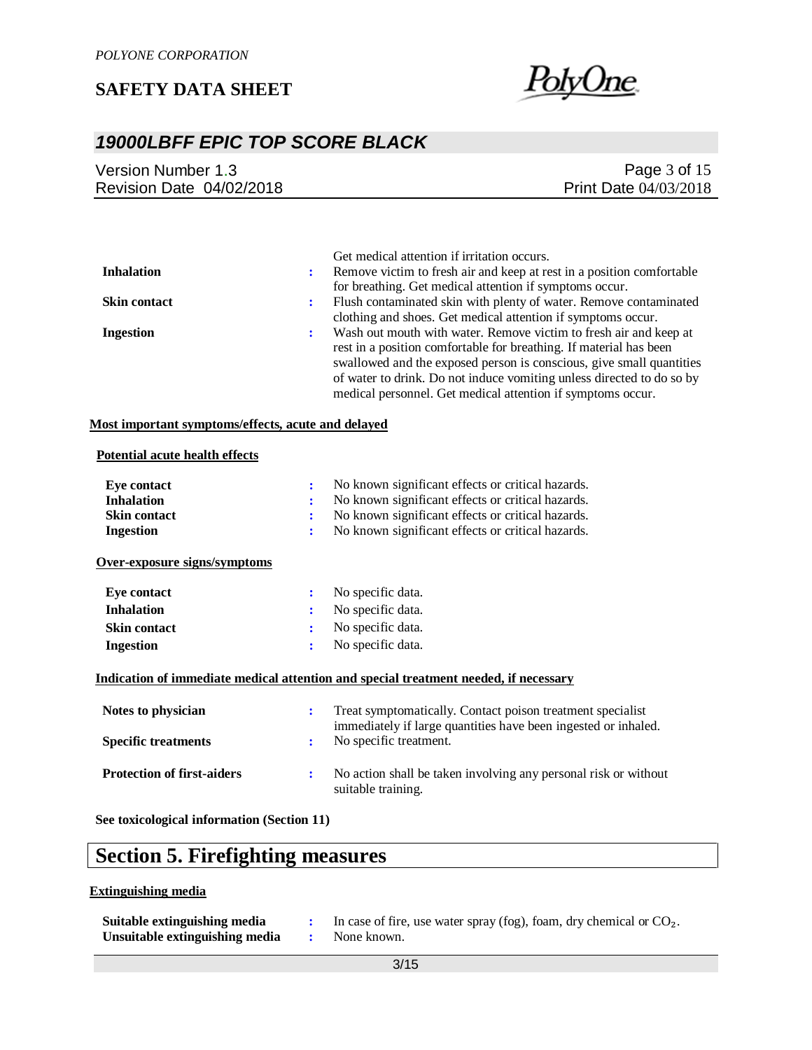| | | |
|---|---|---|
| | | Get medical attention if irritation occurs. |
| **Inhalation** | : | Remove victim to fresh air and keep at rest in a position comfortable for breathing. Get medical attention if symptoms occur. |
| **Skin contact** | : | Flush contaminated skin with plenty of water. Remove contaminated clothing and shoes. Get medical attention if symptoms occur. |
| **Ingestion** | : | Wash out mouth with water. Remove victim to fresh air and keep at rest in a position comfortable for breathing. If material has been swallowed and the exposed person is conscious, give small quantities of water to drink. Do not induce vomiting unless directed to do so by medical personnel. Get medical attention if symptoms occur. |

**Most important symptoms/effects, acute and delayed**

**Potential acute health effects**

| | | |
|---|---|---|
| **Eye contact** | : | No known significant effects or critical hazards. |
| **Inhalation** | : | No known significant effects or critical hazards. |
| **Skin contact** | : | No known significant effects or critical hazards. |
| **Ingestion** | : | No known significant effects or critical hazards. |

**Over-exposure signs/symptoms**

| | | |
|---|---|---|
| **Eye contact** | : | No specific data. |
| **Inhalation** | : | No specific data. |
| **Skin contact** | : | No specific data. |
| **Ingestion** | : | No specific data. |

**Indication of immediate medical attention and special treatment needed, if necessary**

| | | |
|---|---|---|
| **Notes to physician** | : | Treat symptomatically. Contact poison treatment specialist immediately if large quantities have been ingested or inhaled. |
| **Specific treatments** | : | No specific treatment. |
| **Protection of first-aiders** | : | No action shall be taken involving any personal risk or without suitable training. |

**See toxicological information (Section 11)**

# Section 5. Firefighting measures

**Extinguishing media**

| | | |
|---|---|---|
| **Suitable extinguishing media** | : | In case of fire, use water spray (fog), foam, dry chemical or $CO_2$. |
| **Unsuitable extinguishing media** | : | None known. |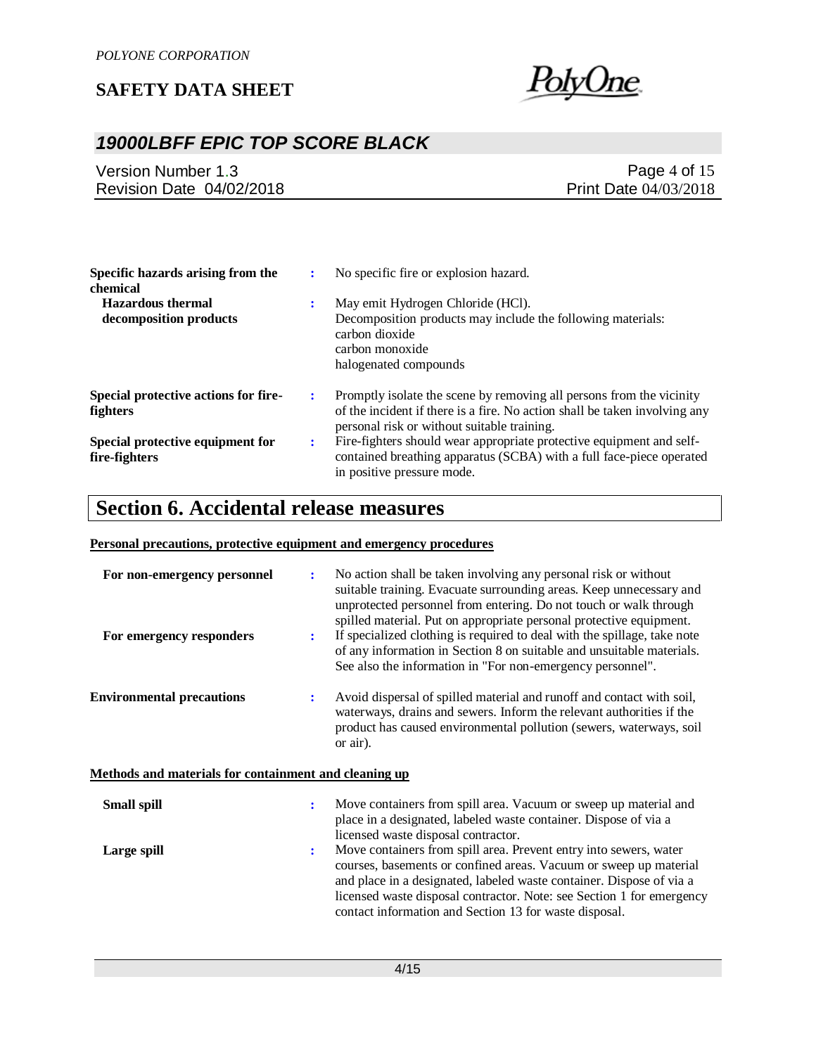**Specific hazards arising from the chemical** : No specific fire or explosion hazard.

**Hazardous thermal decomposition products** : May emit Hydrogen Chloride (HCl).
Decomposition products may include the following materials:
carbon dioxide
carbon monoxide
halogenated compounds

**Special protective actions for fire-fighters** : Promptly isolate the scene by removing all persons from the vicinity of the incident if there is a fire. No action shall be taken involving any personal risk or without suitable training.

**Special protective equipment for fire-fighters** : Fire-fighters should wear appropriate protective equipment and self-contained breathing apparatus (SCBA) with a full face-piece operated in positive pressure mode.

# Section 6. Accidental release measures

**Personal precautions, protective equipment and emergency procedures**

**For non-emergency personnel** : No action shall be taken involving any personal risk or without suitable training. Evacuate surrounding areas. Keep unnecessary and unprotected personnel from entering. Do not touch or walk through spilled material. Put on appropriate personal protective equipment.

**For emergency responders** : If specialized clothing is required to deal with the spillage, take note of any information in Section 8 on suitable and unsuitable materials. See also the information in "For non-emergency personnel".

**Environmental precautions** : Avoid dispersal of spilled material and runoff and contact with soil, waterways, drains and sewers. Inform the relevant authorities if the product has caused environmental pollution (sewers, waterways, soil or air).

**Methods and materials for containment and cleaning up**

**Small spill** : Move containers from spill area. Vacuum or sweep up material and place in a designated, labeled waste container. Dispose of via a licensed waste disposal contractor.

**Large spill** : Move containers from spill area. Prevent entry into sewers, water courses, basements or confined areas. Vacuum or sweep up material and place in a designated, labeled waste container. Dispose of via a licensed waste disposal contractor. Note: see Section 1 for emergency contact information and Section 13 for waste disposal.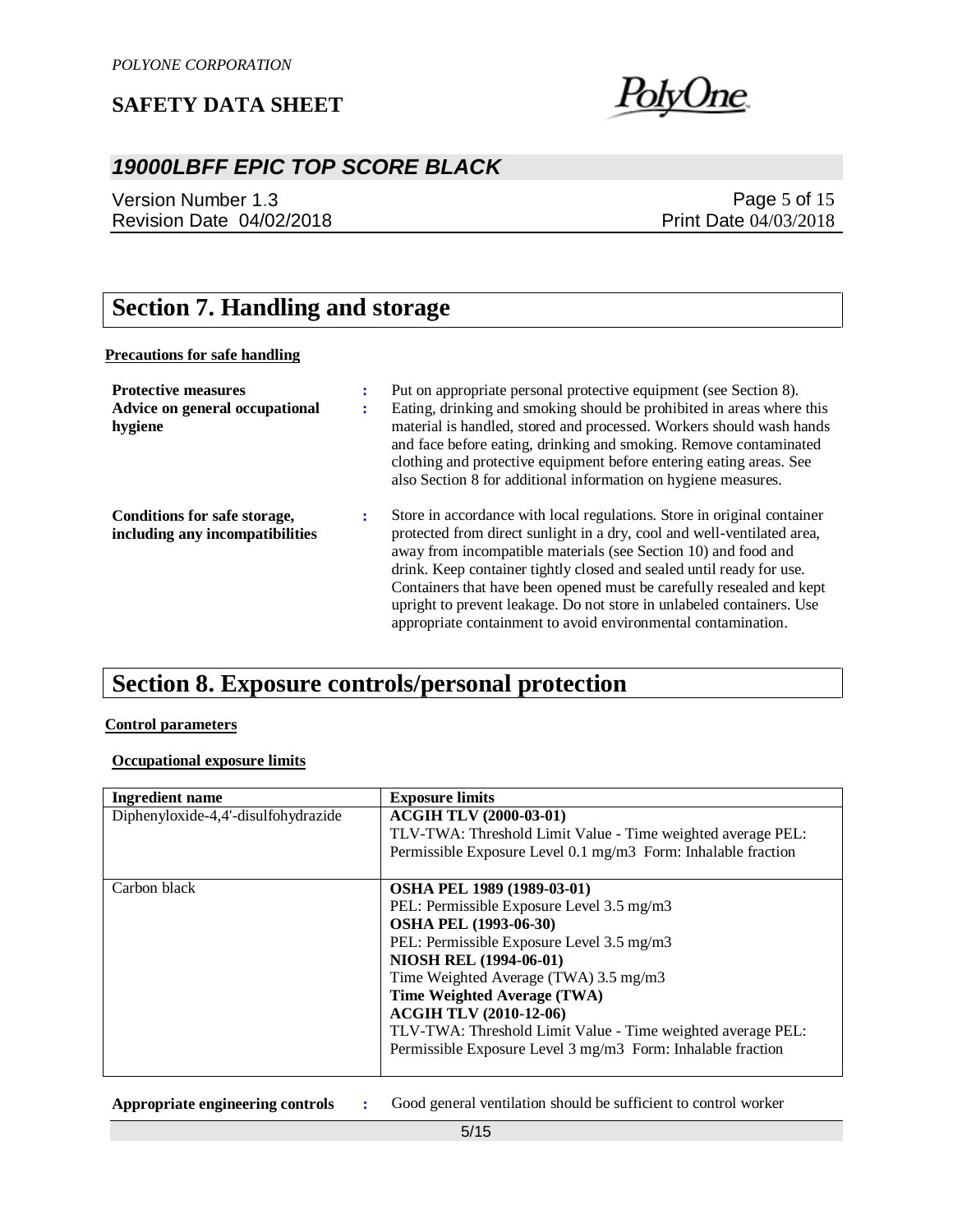## Section 7. Handling and storage

**Precautions for safe handling**

**Protective measures** : Put on appropriate personal protective equipment (see Section 8).

**Advice on general occupational hygiene** : Eating, drinking and smoking should be prohibited in areas where this material is handled, stored and processed. Workers should wash hands and face before eating, drinking and smoking. Remove contaminated clothing and protective equipment before entering eating areas. See also Section 8 for additional information on hygiene measures.

**Conditions for safe storage, including any incompatibilities** : Store in accordance with local regulations. Store in original container protected from direct sunlight in a dry, cool and well-ventilated area, away from incompatible materials (see Section 10) and food and drink. Keep container tightly closed and sealed until ready for use. Containers that have been opened must be carefully resealed and kept upright to prevent leakage. Do not store in unlabeled containers. Use appropriate containment to avoid environmental contamination.

## Section 8. Exposure controls/personal protection

**Control parameters**

**Occupational exposure limits**

| Ingredient name | Exposure limits |
|---|---|
| Diphenyloxide-4,4'-disulfohydrazide | **ACGIH TLV (2000-03-01)**<br>TLV-TWA: Threshold Limit Value - Time weighted average PEL: Permissible Exposure Level 0.1 mg/m3 Form: Inhalable fraction |
| Carbon black | **OSHA PEL 1989 (1989-03-01)**<br>PEL: Permissible Exposure Level 3.5 mg/m3<br>**OSHA PEL (1993-06-30)**<br>PEL: Permissible Exposure Level 3.5 mg/m3<br>**NIOSH REL (1994-06-01)**<br>Time Weighted Average (TWA) 3.5 mg/m3<br>**Time Weighted Average (TWA)**<br>**ACGIH TLV (2010-12-06)**<br>TLV-TWA: Threshold Limit Value - Time weighted average PEL: Permissible Exposure Level 3 mg/m3 Form: Inhalable fraction |

**Appropriate engineering controls** : Good general ventilation should be sufficient to control worker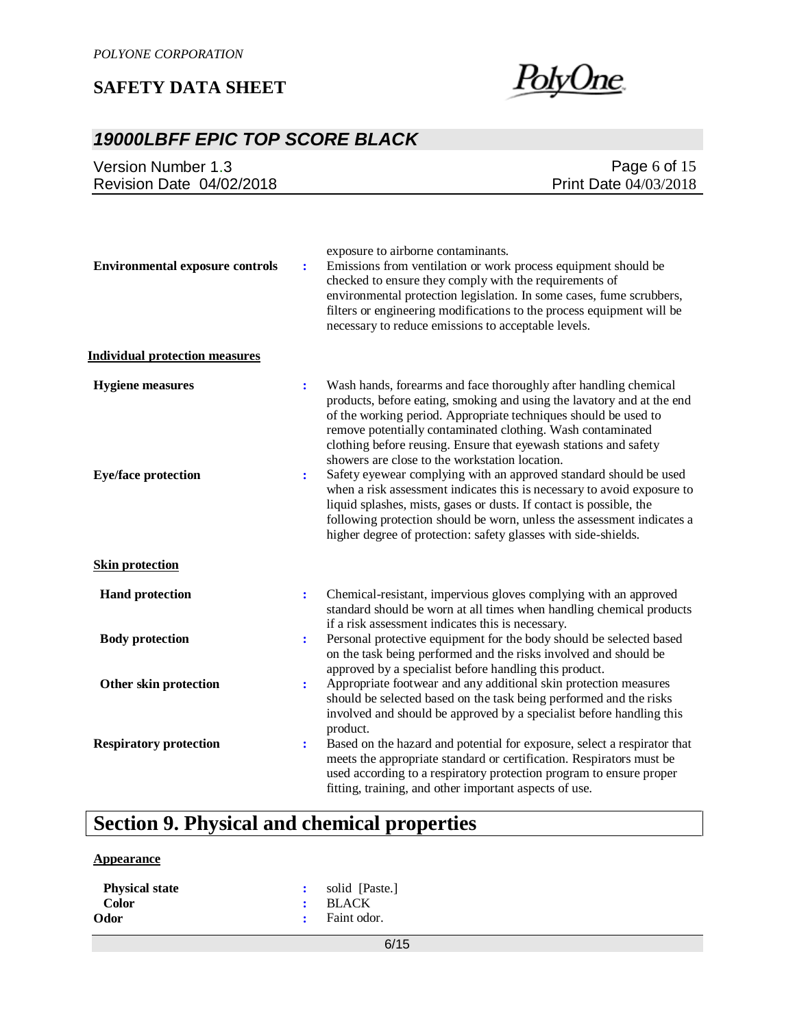exposure to airborne contaminants.

**Environmental exposure controls** : Emissions from ventilation or work process equipment should be checked to ensure they comply with the requirements of environmental protection legislation. In some cases, fume scrubbers, filters or engineering modifications to the process equipment will be necessary to reduce emissions to acceptable levels.

**Individual protection measures**

**Hygiene measures** : Wash hands, forearms and face thoroughly after handling chemical products, before eating, smoking and using the lavatory and at the end of the working period. Appropriate techniques should be used to remove potentially contaminated clothing. Wash contaminated clothing before reusing. Ensure that eyewash stations and safety showers are close to the workstation location.

**Eye/face protection** : Safety eyewear complying with an approved standard should be used when a risk assessment indicates this is necessary to avoid exposure to liquid splashes, mists, gases or dusts. If contact is possible, the following protection should be worn, unless the assessment indicates a higher degree of protection: safety glasses with side-shields.

**Skin protection**

**Hand protection** : Chemical-resistant, impervious gloves complying with an approved standard should be worn at all times when handling chemical products if a risk assessment indicates this is necessary.

**Body protection** : Personal protective equipment for the body should be selected based on the task being performed and the risks involved and should be approved by a specialist before handling this product.

**Other skin protection** : Appropriate footwear and any additional skin protection measures should be selected based on the task being performed and the risks involved and should be approved by a specialist before handling this product.

**Respiratory protection** : Based on the hazard and potential for exposure, select a respirator that meets the appropriate standard or certification. Respirators must be used according to a respiratory protection program to ensure proper fitting, training, and other important aspects of use.

# Section 9. Physical and chemical properties

**Appearance**

**Physical state** : solid [Paste.]

**Color** : BLACK

**Odor** : Faint odor.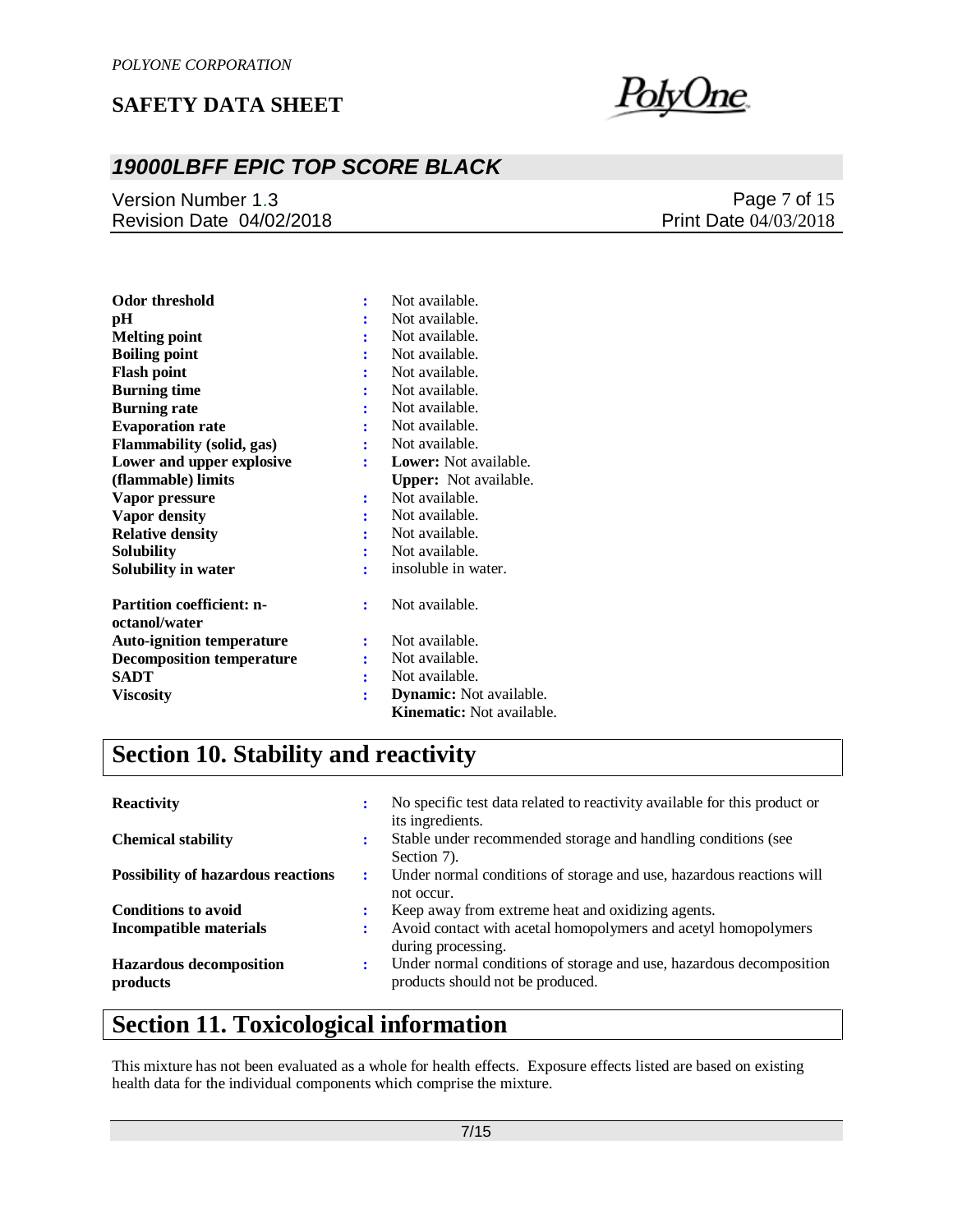| | | |
|---|---|---|
| **Odor threshold** | : | Not available. |
| **pH** | : | Not available. |
| **Melting point** | : | Not available. |
| **Boiling point** | : | Not available. |
| **Flash point** | : | Not available. |
| **Burning time** | : | Not available. |
| **Burning rate** | : | Not available. |
| **Evaporation rate** | : | Not available. |
| **Flammability (solid, gas)** | : | Not available. |
| **Lower and upper explosive (flammable) limits** | : | **Lower:** Not available.<br>**Upper:** Not available. |
| **Vapor pressure** | : | Not available. |
| **Vapor density** | : | Not available. |
| **Relative density** | : | Not available. |
| **Solubility** | : | Not available. |
| **Solubility in water** | : | insoluble in water. |
| **Partition coefficient: n-octanol/water** | : | Not available. |
| **Auto-ignition temperature** | : | Not available. |
| **Decomposition temperature** | : | Not available. |
| **SADT** | : | Not available. |
| **Viscosity** | : | **Dynamic:** Not available.<br>**Kinematic:** Not available. |

## Section 10. Stability and reactivity

| | | |
|---|---|---|
| **Reactivity** | : | No specific test data related to reactivity available for this product or its ingredients. |
| **Chemical stability** | : | Stable under recommended storage and handling conditions (see Section 7). |
| **Possibility of hazardous reactions** | : | Under normal conditions of storage and use, hazardous reactions will not occur. |
| **Conditions to avoid** | : | Keep away from extreme heat and oxidizing agents. |
| **Incompatible materials** | : | Avoid contact with acetal homopolymers and acetyl homopolymers during processing. |
| **Hazardous decomposition products** | : | Under normal conditions of storage and use, hazardous decomposition products should not be produced. |

## Section 11. Toxicological information

This mixture has not been evaluated as a whole for health effects. Exposure effects listed are based on existing health data for the individual components which comprise the mixture.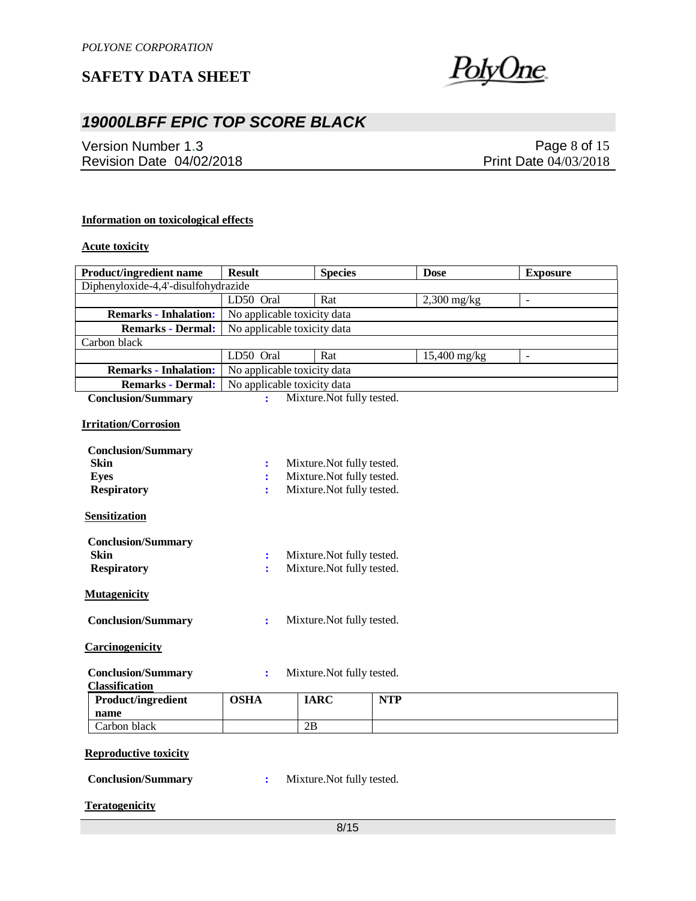**Information on toxicological effects**

**Acute toxicity**

| Product/ingredient name | Result | Species | Dose | Exposure |
|---|---|---|---|---|
| Diphenyloxide-4,4'-disulfohydrazide | | | | |
| | LD50 Oral | Rat | 2,300 mg/kg | - |
| **Remarks - Inhalation:** | No applicable toxicity data | | | |
| **Remarks - Dermal:** | No applicable toxicity data | | | |
| Carbon black | | | | |
| | LD50 Oral | Rat | 15,400 mg/kg | - |
| **Remarks - Inhalation:** | No applicable toxicity data | | | |
| **Remarks - Dermal:** | No applicable toxicity data | | | |

**Conclusion/Summary** : Mixture.Not fully tested.

**Irritation/Corrosion**

**Conclusion/Summary**
- **Skin** : Mixture.Not fully tested.
- **Eyes** : Mixture.Not fully tested.
- **Respiratory** : Mixture.Not fully tested.

**Sensitization**

**Conclusion/Summary**
- **Skin** : Mixture.Not fully tested.
- **Respiratory** : Mixture.Not fully tested.

**Mutagenicity**

**Conclusion/Summary** : Mixture.Not fully tested.

**Carcinogenicity**

**Conclusion/Summary** : Mixture.Not fully tested.

**Classification**

| Product/ingredient name | OSHA | IARC | NTP |
|---|---|---|---|
| Carbon black | | 2B | |

**Reproductive toxicity**

**Conclusion/Summary** : Mixture.Not fully tested.

**Teratogenicity**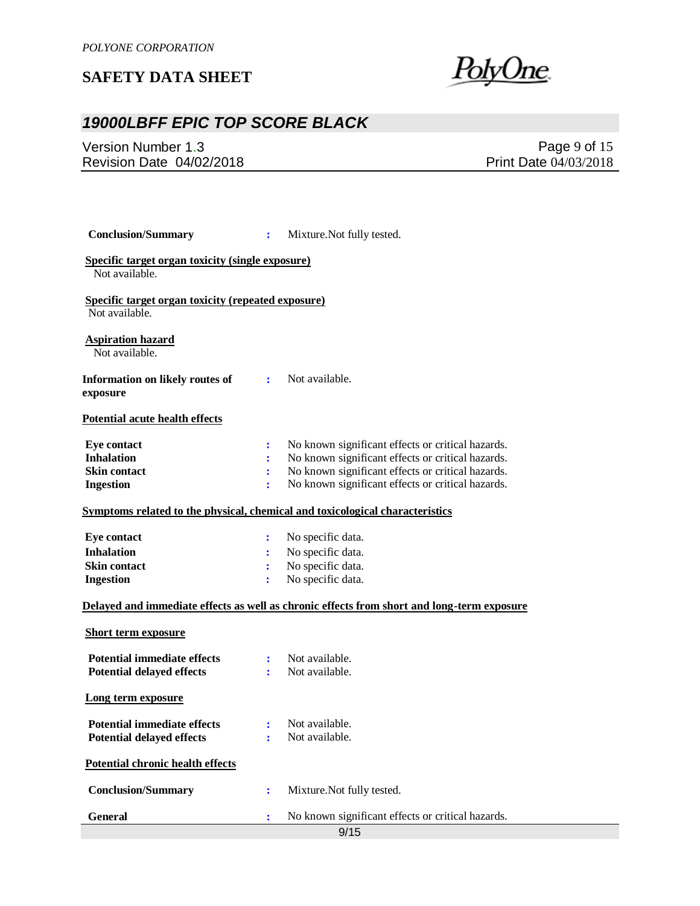**Conclusion/Summary** : Mixture.Not fully tested.

**Specific target organ toxicity (single exposure)**

Not available.

**Specific target organ toxicity (repeated exposure)**

Not available.

**Aspiration hazard**

Not available.

**Information on likely routes of exposure** : Not available.

**Potential acute health effects**

| | | |
|---|---|---|
| **Eye contact** | : | No known significant effects or critical hazards. |
| **Inhalation** | : | No known significant effects or critical hazards. |
| **Skin contact** | : | No known significant effects or critical hazards. |
| **Ingestion** | : | No known significant effects or critical hazards. |

**Symptoms related to the physical, chemical and toxicological characteristics**

| | | |
|---|---|---|
| **Eye contact** | : | No specific data. |
| **Inhalation** | : | No specific data. |
| **Skin contact** | : | No specific data. |
| **Ingestion** | : | No specific data. |

**Delayed and immediate effects as well as chronic effects from short and long-term exposure**

**Short term exposure**

| | | |
|---|---|---|
| **Potential immediate effects** | : | Not available. |
| **Potential delayed effects** | : | Not available. |

**Long term exposure**

| | | |
|---|---|---|
| **Potential immediate effects** | : | Not available. |
| **Potential delayed effects** | : | Not available. |

**Potential chronic health effects**

| | | |
|---|---|---|
| **Conclusion/Summary** | : | Mixture.Not fully tested. |
| **General** | : | No known significant effects or critical hazards. |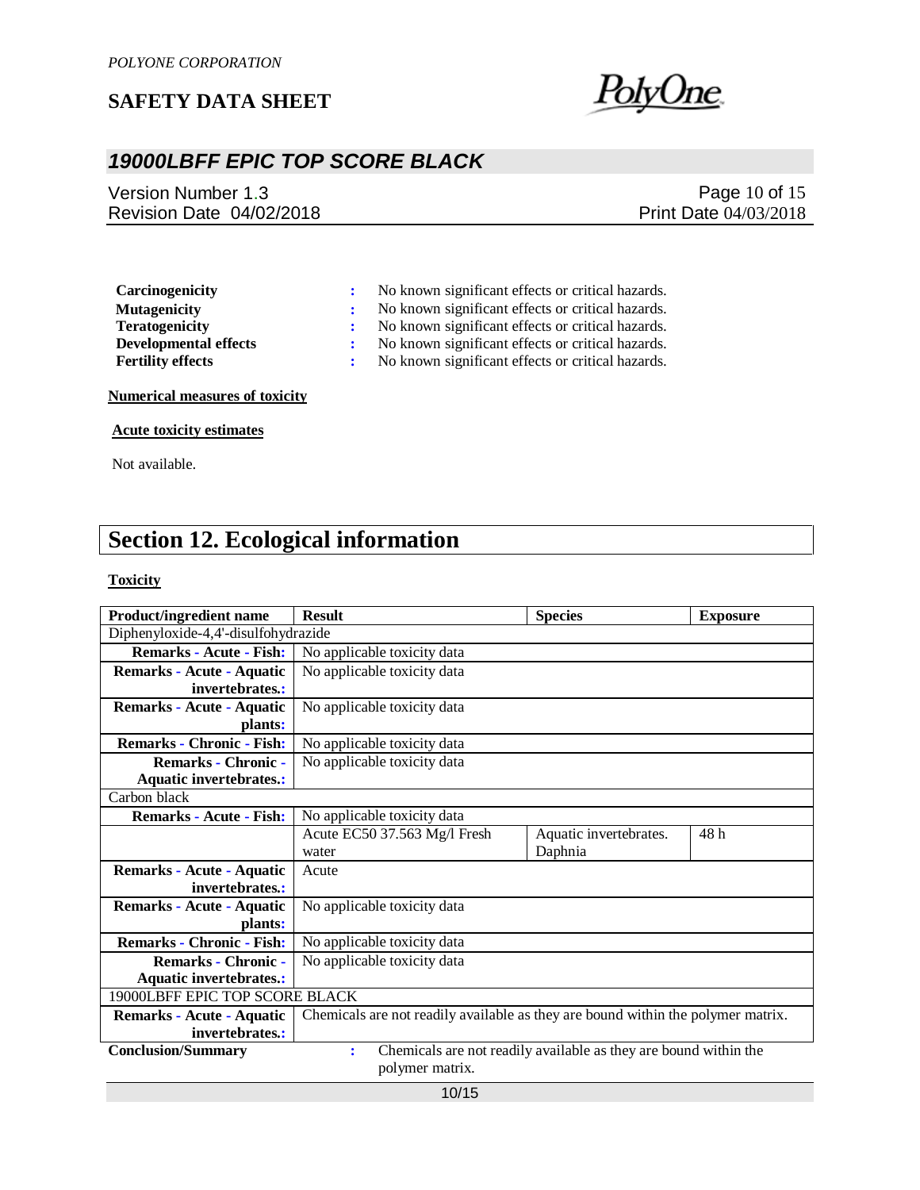| | | |
|---|---|---|
| **Carcinogenicity** | : | No known significant effects or critical hazards. |
| **Mutagenicity** | : | No known significant effects or critical hazards. |
| **Teratogenicity** | : | No known significant effects or critical hazards. |
| **Developmental effects** | : | No known significant effects or critical hazards. |
| **Fertility effects** | : | No known significant effects or critical hazards. |

**Numerical measures of toxicity**

**Acute toxicity estimates**

Not available.

# Section 12. Ecological information

**Toxicity**

| Product/ingredient name | Result | Species | Exposure |
|---|---|---|---|
| Diphenyloxide-4,4'-disulfohydrazide | | | |
| **Remarks - Acute - Fish:** | No applicable toxicity data | | |
| **Remarks - Acute - Aquatic invertebrates.:** | No applicable toxicity data | | |
| **Remarks - Acute - Aquatic plants:** | No applicable toxicity data | | |
| **Remarks - Chronic - Fish:** | No applicable toxicity data | | |
| **Remarks - Chronic - Aquatic invertebrates.:** | No applicable toxicity data | | |
| Carbon black | | | |
| **Remarks - Acute - Fish:** | No applicable toxicity data | | |
| | Acute EC50 37.563 Mg/l Fresh water | Aquatic invertebrates. Daphnia | 48 h |
| **Remarks - Acute - Aquatic invertebrates.:** | Acute | | |
| **Remarks - Acute - Aquatic plants:** | No applicable toxicity data | | |
| **Remarks - Chronic - Fish:** | No applicable toxicity data | | |
| **Remarks - Chronic - Aquatic invertebrates.:** | No applicable toxicity data | | |
| 19000LBFF EPIC TOP SCORE BLACK | | | |
| **Remarks - Acute - Aquatic invertebrates.:** | Chemicals are not readily available as they are bound within the polymer matrix. | | |

**Conclusion/Summary** : Chemicals are not readily available as they are bound within the polymer matrix.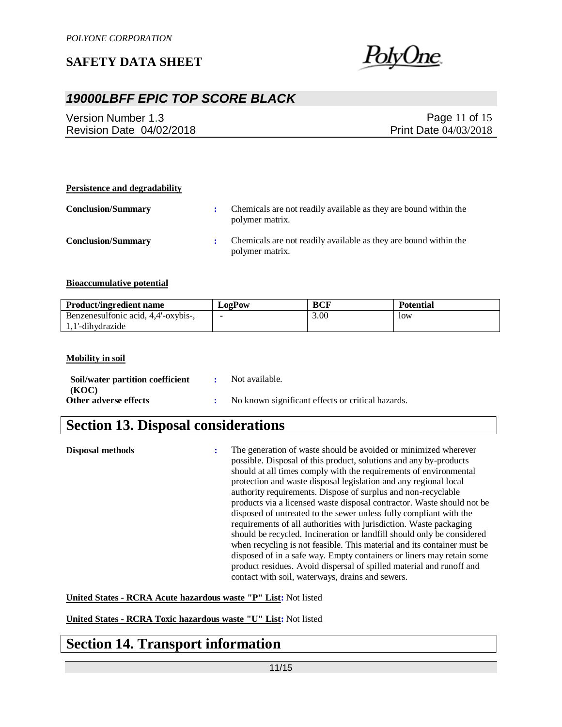**Persistence and degradability**

**Conclusion/Summary** : Chemicals are not readily available as they are bound within the polymer matrix.

**Conclusion/Summary** : Chemicals are not readily available as they are bound within the polymer matrix.

**Bioaccumulative potential**

| Product/ingredient name | LogPow | BCF | Potential |
| --- | --- | --- | --- |
| Benzenesulfonic acid, 4,4'-oxybis-, 1,1'-dihydrazide | - | 3.00 | low |

**Mobility in soil**

**Soil/water partition coefficient (KOC)** : Not available.

**Other adverse effects** : No known significant effects or critical hazards.

# Section 13. Disposal considerations

**Disposal methods** : The generation of waste should be avoided or minimized wherever possible. Disposal of this product, solutions and any by-products should at all times comply with the requirements of environmental protection and waste disposal legislation and any regional local authority requirements. Dispose of surplus and non-recyclable products via a licensed waste disposal contractor. Waste should not be disposed of untreated to the sewer unless fully compliant with the requirements of all authorities with jurisdiction. Waste packaging should be recycled. Incineration or landfill should only be considered when recycling is not feasible. This material and its container must be disposed of in a safe way. Empty containers or liners may retain some product residues. Avoid dispersal of spilled material and runoff and contact with soil, waterways, drains and sewers.

**United States - RCRA Acute hazardous waste "P" List:** Not listed

**United States - RCRA Toxic hazardous waste "U" List:** Not listed

# Section 14. Transport information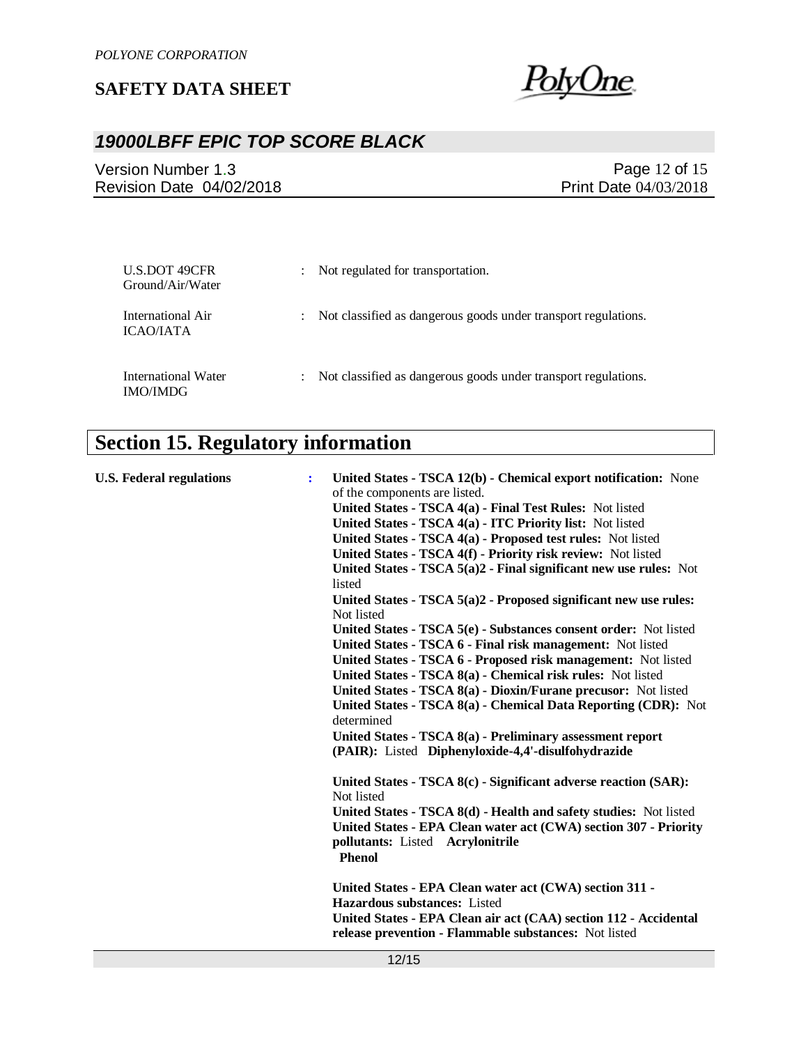| | | |
|---|---|---|
| U.S.DOT 49CFR Ground/Air/Water | : | Not regulated for transportation. |
| International Air ICAO/IATA | : | Not classified as dangerous goods under transport regulations. |
| International Water IMO/IMDG | : | Not classified as dangerous goods under transport regulations. |

# Section 15. Regulatory information

**U.S. Federal regulations** :

**United States - TSCA 12(b) - Chemical export notification:** None of the components are listed.
**United States - TSCA 4(a) - Final Test Rules:** Not listed
**United States - TSCA 4(a) - ITC Priority list:** Not listed
**United States - TSCA 4(a) - Proposed test rules:** Not listed
**United States - TSCA 4(f) - Priority risk review:** Not listed
**United States - TSCA 5(a)2 - Final significant new use rules:** Not listed
**United States - TSCA 5(a)2 - Proposed significant new use rules:** Not listed
**United States - TSCA 5(e) - Substances consent order:** Not listed
**United States - TSCA 6 - Final risk management:** Not listed
**United States - TSCA 6 - Proposed risk management:** Not listed
**United States - TSCA 8(a) - Chemical risk rules:** Not listed
**United States - TSCA 8(a) - Dioxin/Furane precusor:** Not listed
**United States - TSCA 8(a) - Chemical Data Reporting (CDR):** Not determined
**United States - TSCA 8(a) - Preliminary assessment report (PAIR):** Listed **Diphenyloxide-4,4'-disulfohydrazide**

**United States - TSCA 8(c) - Significant adverse reaction (SAR):** Not listed
**United States - TSCA 8(d) - Health and safety studies:** Not listed
**United States - EPA Clean water act (CWA) section 307 - Priority pollutants:** Listed **Acrylonitrile**
**Phenol**

**United States - EPA Clean water act (CWA) section 311 - Hazardous substances:** Listed
**United States - EPA Clean air act (CAA) section 112 - Accidental release prevention - Flammable substances:** Not listed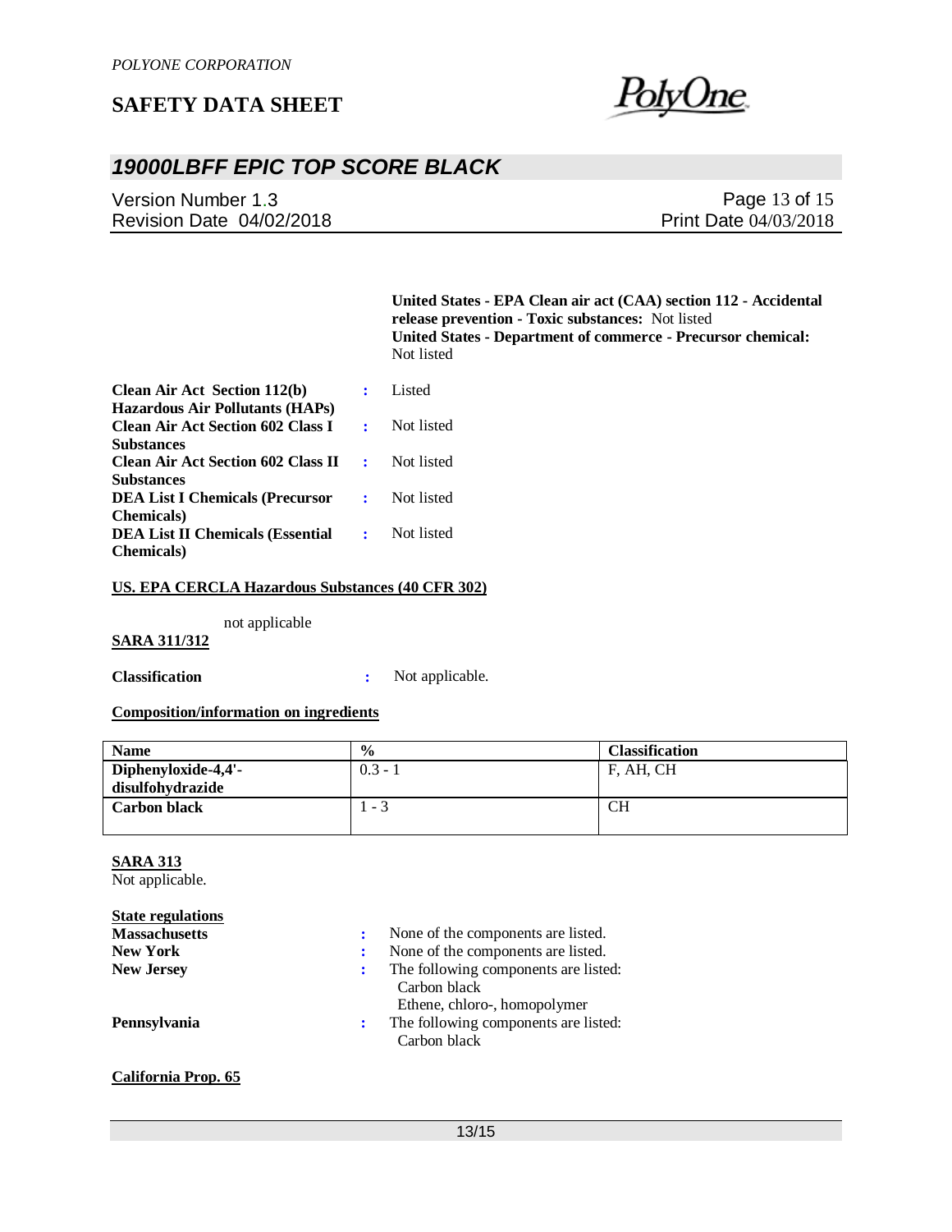**United States - EPA Clean air act (CAA) section 112 - Accidental release prevention - Toxic substances:** Not listed
**United States - Department of commerce - Precursor chemical:** Not listed

**Clean Air Act Section 112(b) Hazardous Air Pollutants (HAPs)** : Listed
**Clean Air Act Section 602 Class I Substances** : Not listed
**Clean Air Act Section 602 Class II Substances** : Not listed
**DEA List I Chemicals (Precursor Chemicals)** : Not listed
**DEA List II Chemicals (Essential Chemicals)** : Not listed

**US. EPA CERCLA Hazardous Substances (40 CFR 302)**

not applicable

**SARA 311/312**

**Classification** : Not applicable.

**Composition/information on ingredients**

| Name | % | Classification |
|---|---|---|
| **Diphenyloxide-4,4'-disulfohydrazide** | 0.3 - 1 | F, AH, CH |
| **Carbon black** | 1 - 3 | CH |

**SARA 313**
Not applicable.

**State regulations**

**Massachusetts** : None of the components are listed.
**New York** : None of the components are listed.
**New Jersey** : The following components are listed:
Carbon black
Ethene, chloro-, homopolymer
**Pennsylvania** : The following components are listed:
Carbon black

**California Prop. 65**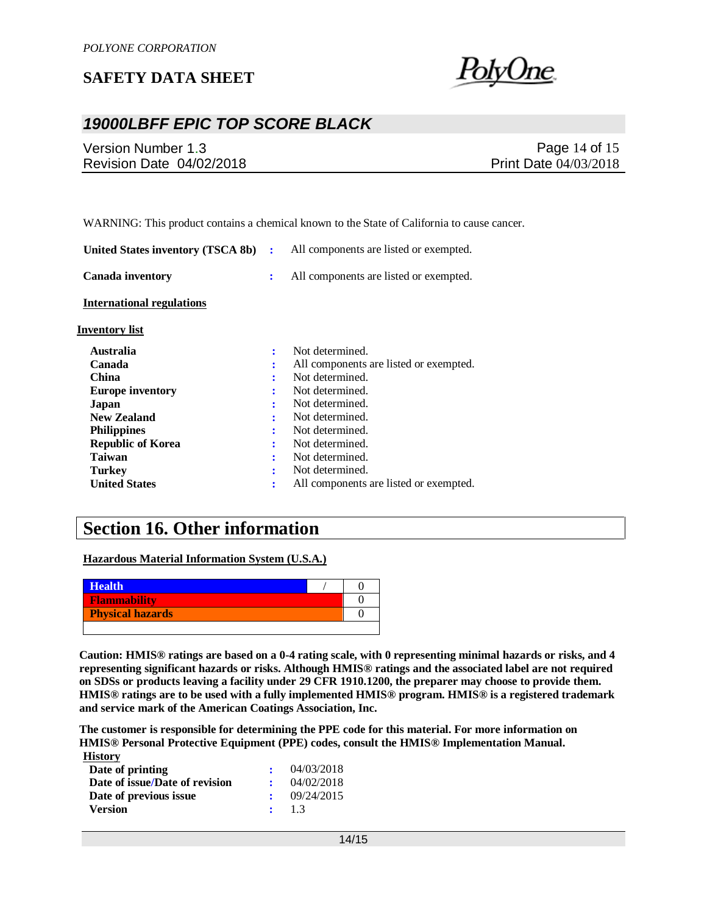WARNING: This product contains a chemical known to the State of California to cause cancer.

**United States inventory (TSCA 8b)** : All components are listed or exempted.

**Canada inventory** : All components are listed or exempted.

**International regulations**

**Inventory list**

| | | |
|---|---|---|
| **Australia** | : | Not determined. |
| **Canada** | : | All components are listed or exempted. |
| **China** | : | Not determined. |
| **Europe inventory** | : | Not determined. |
| **Japan** | : | Not determined. |
| **New Zealand** | : | Not determined. |
| **Philippines** | : | Not determined. |
| **Republic of Korea** | : | Not determined. |
| **Taiwan** | : | Not determined. |
| **Turkey** | : | Not determined. |
| **United States** | : | All components are listed or exempted. |

## Section 16. Other information

**Hazardous Material Information System (U.S.A.)**

| | | |
|---|---|---|
| **Health** | / | 0 |
| **Flammability** | | 0 |
| **Physical hazards** | | 0 |

**Caution: HMIS® ratings are based on a 0-4 rating scale, with 0 representing minimal hazards or risks, and 4 representing significant hazards or risks. Although HMIS® ratings and the associated label are not required on SDSs or products leaving a facility under 29 CFR 1910.1200, the preparer may choose to provide them. HMIS® ratings are to be used with a fully implemented HMIS® program. HMIS® is a registered trademark and service mark of the American Coatings Association, Inc.**

**The customer is responsible for determining the PPE code for this material. For more information on HMIS® Personal Protective Equipment (PPE) codes, consult the HMIS® Implementation Manual.**

**History**

| | | |
|---|---|---|
| **Date of printing** | : | 04/03/2018 |
| **Date of issue/Date of revision** | : | 04/02/2018 |
| **Date of previous issue** | : | 09/24/2015 |
| **Version** | : | 1.3 |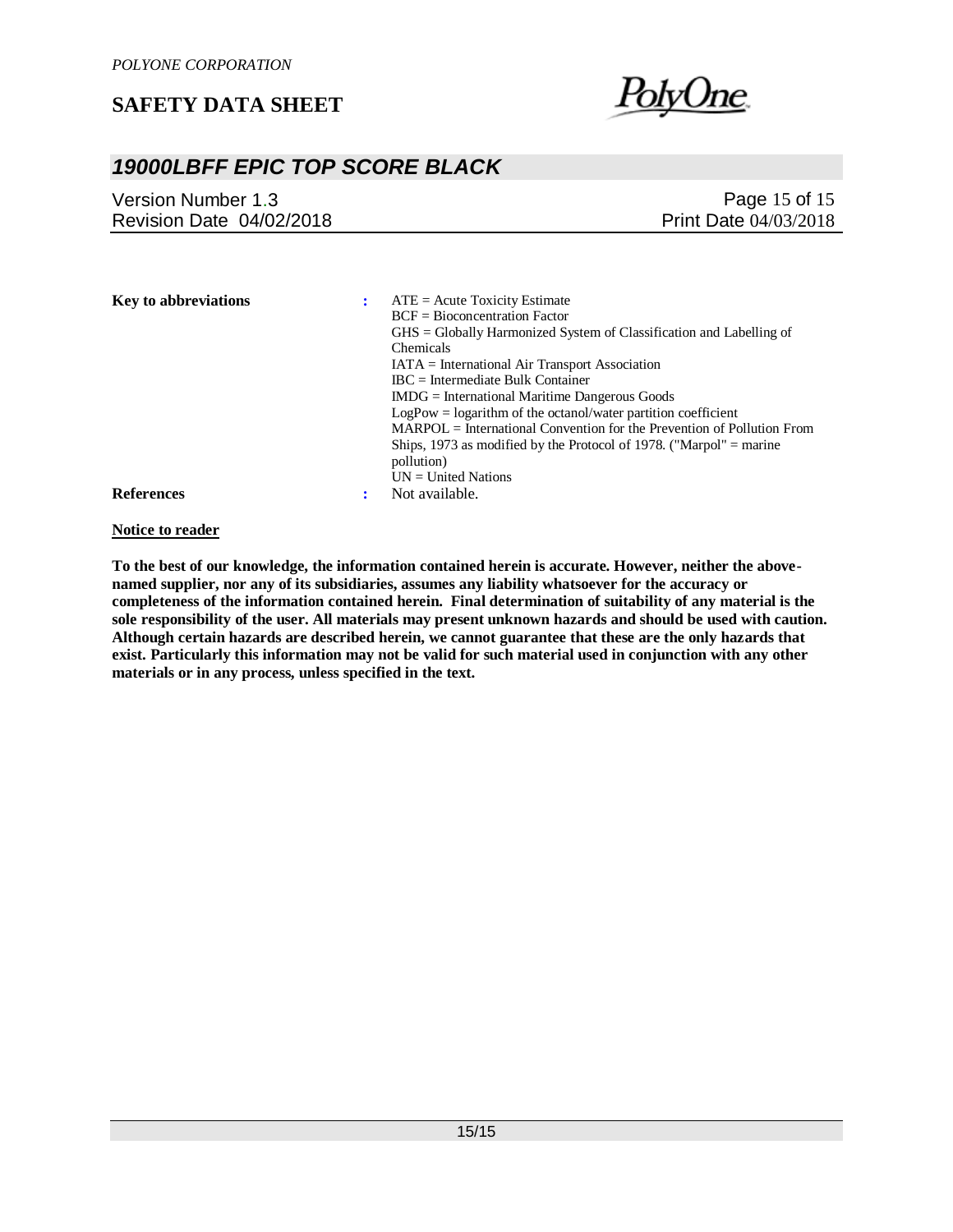**Key to abbreviations** : ATE = Acute Toxicity Estimate
BCF = Bioconcentration Factor
GHS = Globally Harmonized System of Classification and Labelling of Chemicals
IATA = International Air Transport Association
IBC = Intermediate Bulk Container
IMDG = International Maritime Dangerous Goods
LogPow = logarithm of the octanol/water partition coefficient
MARPOL = International Convention for the Prevention of Pollution From Ships, 1973 as modified by the Protocol of 1978. ("Marpol" = marine pollution)
UN = United Nations

**References** : Not available.

**Notice to reader**

**To the best of our knowledge, the information contained herein is accurate. However, neither the above-named supplier, nor any of its subsidiaries, assumes any liability whatsoever for the accuracy or completeness of the information contained herein. Final determination of suitability of any material is the sole responsibility of the user. All materials may present unknown hazards and should be used with caution. Although certain hazards are described herein, we cannot guarantee that these are the only hazards that exist. Particularly this information may not be valid for such material used in conjunction with any other materials or in any process, unless specified in the text.**